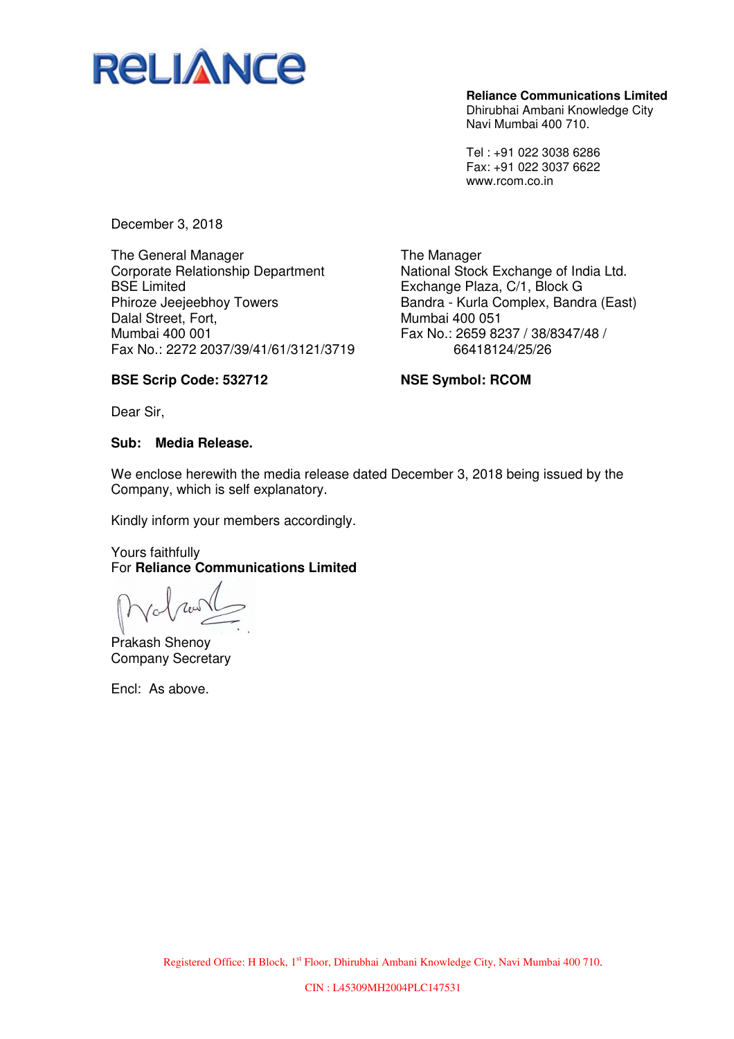RELIANCE

**Reliance Communications Limited**
Dhirubhai Ambani Knowledge City
Navi Mumbai 400 710.

Tel : +91 022 3038 6286
Fax: +91 022 3037 6622
www.rcom.co.in

December 3, 2018

The General Manager
Corporate Relationship Department
BSE Limited
Phiroze Jeejeebhoy Towers
Dalal Street, Fort,
Mumbai 400 001
Fax No.: 2272 2037/39/41/61/3121/3719

**BSE Scrip Code: 532712**

The Manager
National Stock Exchange of India Ltd.
Exchange Plaza, C/1, Block G
Bandra - Kurla Complex, Bandra (East)
Mumbai 400 051
Fax No.: 2659 8237 / 38/8347/48 / 66418124/25/26

**NSE Symbol: RCOM**

Dear Sir,

**Sub: Media Release.**

We enclose herewith the media release dated December 3, 2018 being issued by the Company, which is self explanatory.

Kindly inform your members accordingly.

Yours faithfully
For **Reliance Communications Limited**

Prakash Shenoy
Company Secretary

Encl: As above.

Registered Office: H Block, 1st Floor, Dhirubhai Ambani Knowledge City, Navi Mumbai 400 710.

CIN : L45309MH2004PLC147531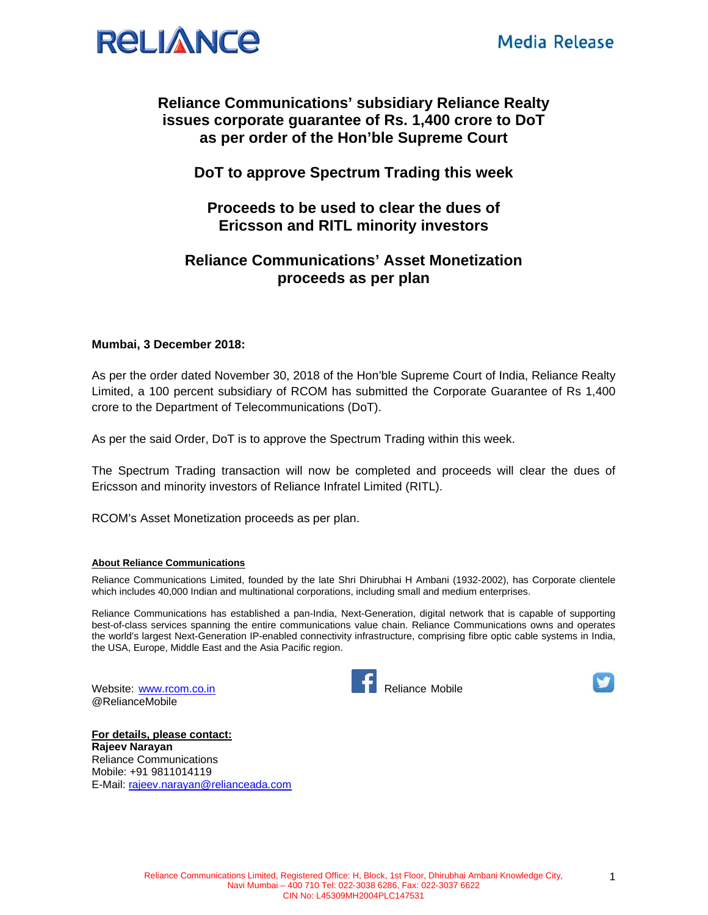# Reliance Communications' subsidiary Reliance Realty issues corporate guarantee of Rs. 1,400 crore to DoT as per order of the Hon'ble Supreme Court

## DoT to approve Spectrum Trading this week

## Proceeds to be used to clear the dues of Ericsson and RITL minority investors

## Reliance Communications' Asset Monetization proceeds as per plan

**Mumbai, 3 December 2018:**

As per the order dated November 30, 2018 of the Hon'ble Supreme Court of India, Reliance Realty Limited, a 100 percent subsidiary of RCOM has submitted the Corporate Guarantee of Rs 1,400 crore to the Department of Telecommunications (DoT).

As per the said Order, DoT is to approve the Spectrum Trading within this week.

The Spectrum Trading transaction will now be completed and proceeds will clear the dues of Ericsson and minority investors of Reliance Infratel Limited (RITL).

RCOM's Asset Monetization proceeds as per plan.

**About Reliance Communications**

Reliance Communications Limited, founded by the late Shri Dhirubhai H Ambani (1932-2002), has Corporate clientele which includes 40,000 Indian and multinational corporations, including small and medium enterprises.

Reliance Communications has established a pan-India, Next-Generation, digital network that is capable of supporting best-of-class services spanning the entire communications value chain. Reliance Communications owns and operates the world's largest Next-Generation IP-enabled connectivity infrastructure, comprising fibre optic cable systems in India, the USA, Europe, Middle East and the Asia Pacific region.

Website: www.rcom.co.in

Reliance Mobile

@RelianceMobile

**For details, please contact:**
**Rajeev Narayan**
Reliance Communications
Mobile: +91 9811014119
E-Mail: rajeev.narayan@relianceada.com

Reliance Communications Limited, Registered Office: H, Block, 1st Floor, Dhirubhai Ambani Knowledge City, Navi Mumbai – 400 710 Tel: 022-3038 6286, Fax: 022-3037 6622
CIN No: L45309MH2004PLC147531